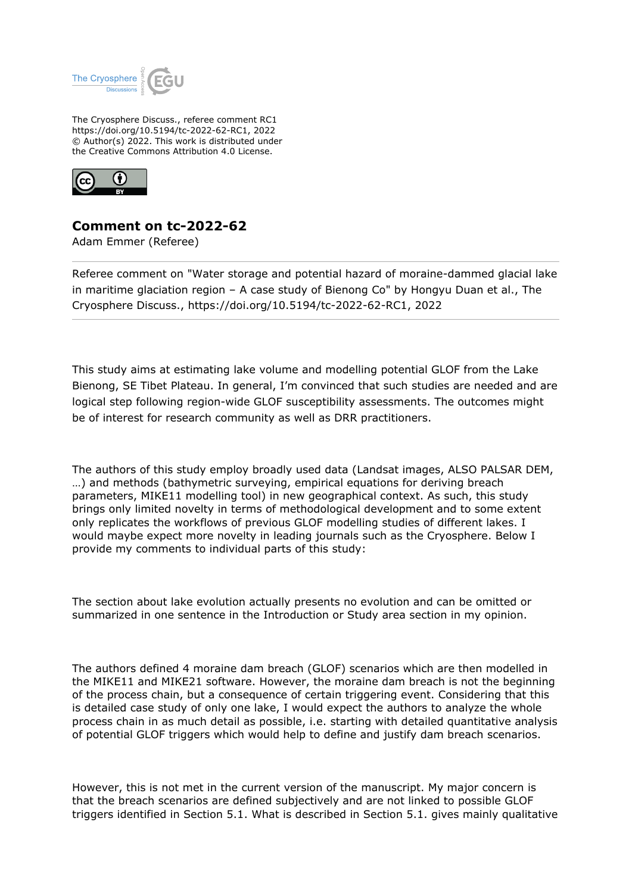The Cryosphere Discuss., referee comment RC1
https://doi.org/10.5194/tc-2022-62-RC1, 2022
© Author(s) 2022. This work is distributed under
the Creative Commons Attribution 4.0 License.

## Comment on tc-2022-62

Adam Emmer (Referee)

Referee comment on "Water storage and potential hazard of moraine-dammed glacial lake in maritime glaciation region – A case study of Bienong Co" by Hongyu Duan et al., The Cryosphere Discuss., https://doi.org/10.5194/tc-2022-62-RC1, 2022

---

This study aims at estimating lake volume and modelling potential GLOF from the Lake Bienong, SE Tibet Plateau. In general, I'm convinced that such studies are needed and are logical step following region-wide GLOF susceptibility assessments. The outcomes might be of interest for research community as well as DRR practitioners.

The authors of this study employ broadly used data (Landsat images, ALSO PALSAR DEM, …) and methods (bathymetric surveying, empirical equations for deriving breach parameters, MIKE11 modelling tool) in new geographical context. As such, this study brings only limited novelty in terms of methodological development and to some extent only replicates the workflows of previous GLOF modelling studies of different lakes. I would maybe expect more novelty in leading journals such as the Cryosphere. Below I provide my comments to individual parts of this study:

The section about lake evolution actually presents no evolution and can be omitted or summarized in one sentence in the Introduction or Study area section in my opinion.

The authors defined 4 moraine dam breach (GLOF) scenarios which are then modelled in the MIKE11 and MIKE21 software. However, the moraine dam breach is not the beginning of the process chain, but a consequence of certain triggering event. Considering that this is detailed case study of only one lake, I would expect the authors to analyze the whole process chain in as much detail as possible, i.e. starting with detailed quantitative analysis of potential GLOF triggers which would help to define and justify dam breach scenarios.

However, this is not met in the current version of the manuscript. My major concern is that the breach scenarios are defined subjectively and are not linked to possible GLOF triggers identified in Section 5.1. What is described in Section 5.1. gives mainly qualitative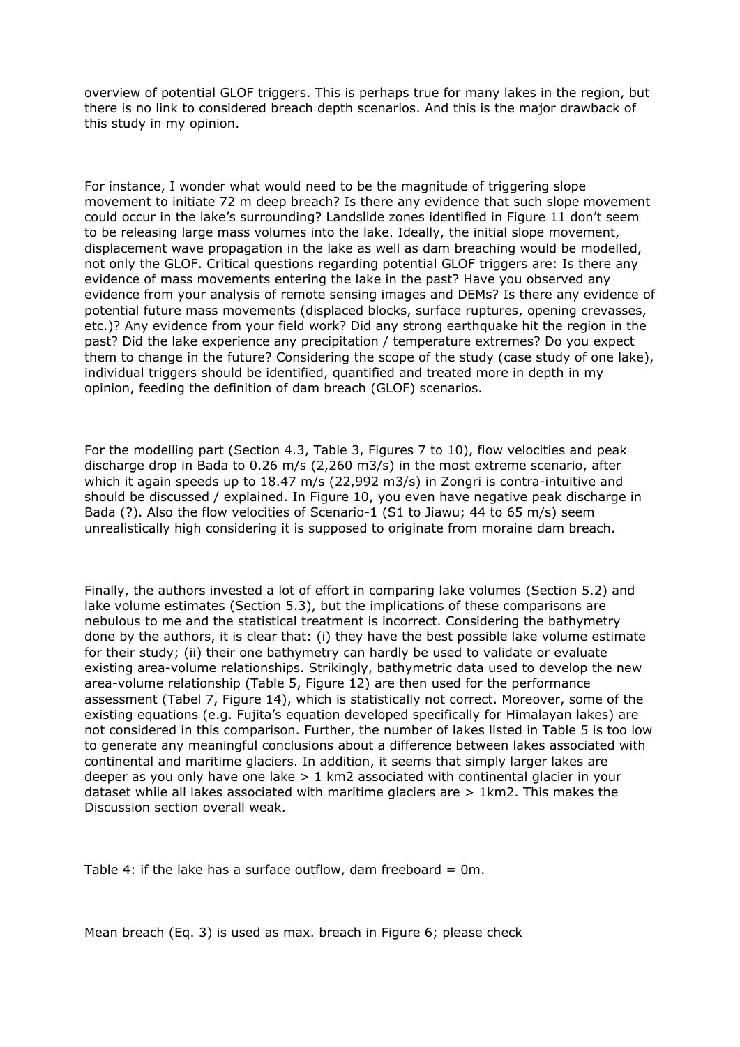overview of potential GLOF triggers. This is perhaps true for many lakes in the region, but there is no link to considered breach depth scenarios. And this is the major drawback of this study in my opinion.

For instance, I wonder what would need to be the magnitude of triggering slope movement to initiate 72 m deep breach? Is there any evidence that such slope movement could occur in the lake's surrounding? Landslide zones identified in Figure 11 don't seem to be releasing large mass volumes into the lake. Ideally, the initial slope movement, displacement wave propagation in the lake as well as dam breaching would be modelled, not only the GLOF. Critical questions regarding potential GLOF triggers are: Is there any evidence of mass movements entering the lake in the past? Have you observed any evidence from your analysis of remote sensing images and DEMs? Is there any evidence of potential future mass movements (displaced blocks, surface ruptures, opening crevasses, etc.)? Any evidence from your field work? Did any strong earthquake hit the region in the past? Did the lake experience any precipitation / temperature extremes? Do you expect them to change in the future? Considering the scope of the study (case study of one lake), individual triggers should be identified, quantified and treated more in depth in my opinion, feeding the definition of dam breach (GLOF) scenarios.

For the modelling part (Section 4.3, Table 3, Figures 7 to 10), flow velocities and peak discharge drop in Bada to 0.26 m/s (2,260 m3/s) in the most extreme scenario, after which it again speeds up to 18.47 m/s (22,992 m3/s) in Zongri is contra-intuitive and should be discussed / explained. In Figure 10, you even have negative peak discharge in Bada (?). Also the flow velocities of Scenario-1 (S1 to Jiawu; 44 to 65 m/s) seem unrealistically high considering it is supposed to originate from moraine dam breach.

Finally, the authors invested a lot of effort in comparing lake volumes (Section 5.2) and lake volume estimates (Section 5.3), but the implications of these comparisons are nebulous to me and the statistical treatment is incorrect. Considering the bathymetry done by the authors, it is clear that: (i) they have the best possible lake volume estimate for their study; (ii) their one bathymetry can hardly be used to validate or evaluate existing area-volume relationships. Strikingly, bathymetric data used to develop the new area-volume relationship (Table 5, Figure 12) are then used for the performance assessment (Tabel 7, Figure 14), which is statistically not correct. Moreover, some of the existing equations (e.g. Fujita's equation developed specifically for Himalayan lakes) are not considered in this comparison. Further, the number of lakes listed in Table 5 is too low to generate any meaningful conclusions about a difference between lakes associated with continental and maritime glaciers. In addition, it seems that simply larger lakes are deeper as you only have one lake > 1 km2 associated with continental glacier in your dataset while all lakes associated with maritime glaciers are > 1km2. This makes the Discussion section overall weak.

Table 4: if the lake has a surface outflow, dam freeboard = 0m.

Mean breach (Eq. 3) is used as max. breach in Figure 6; please check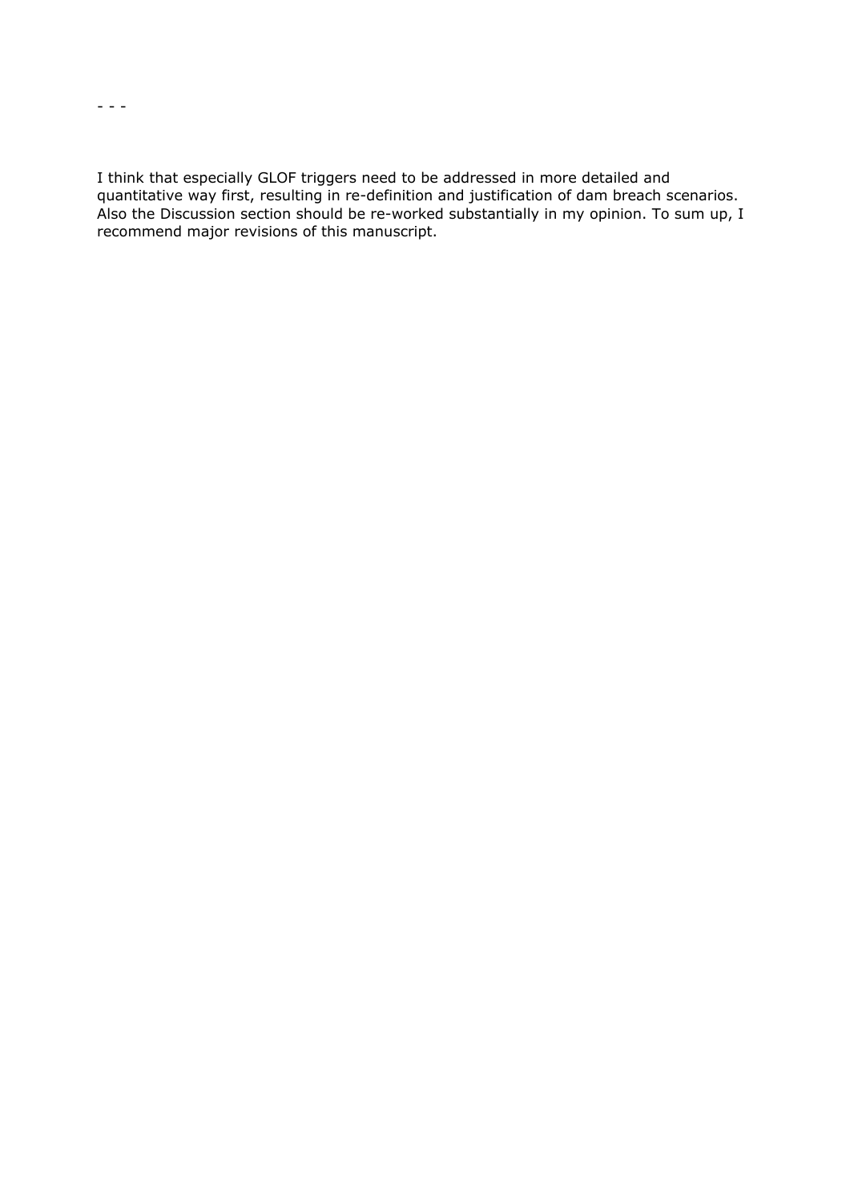- - -

I think that especially GLOF triggers need to be addressed in more detailed and quantitative way first, resulting in re-definition and justification of dam breach scenarios. Also the Discussion section should be re-worked substantially in my opinion. To sum up, I recommend major revisions of this manuscript.